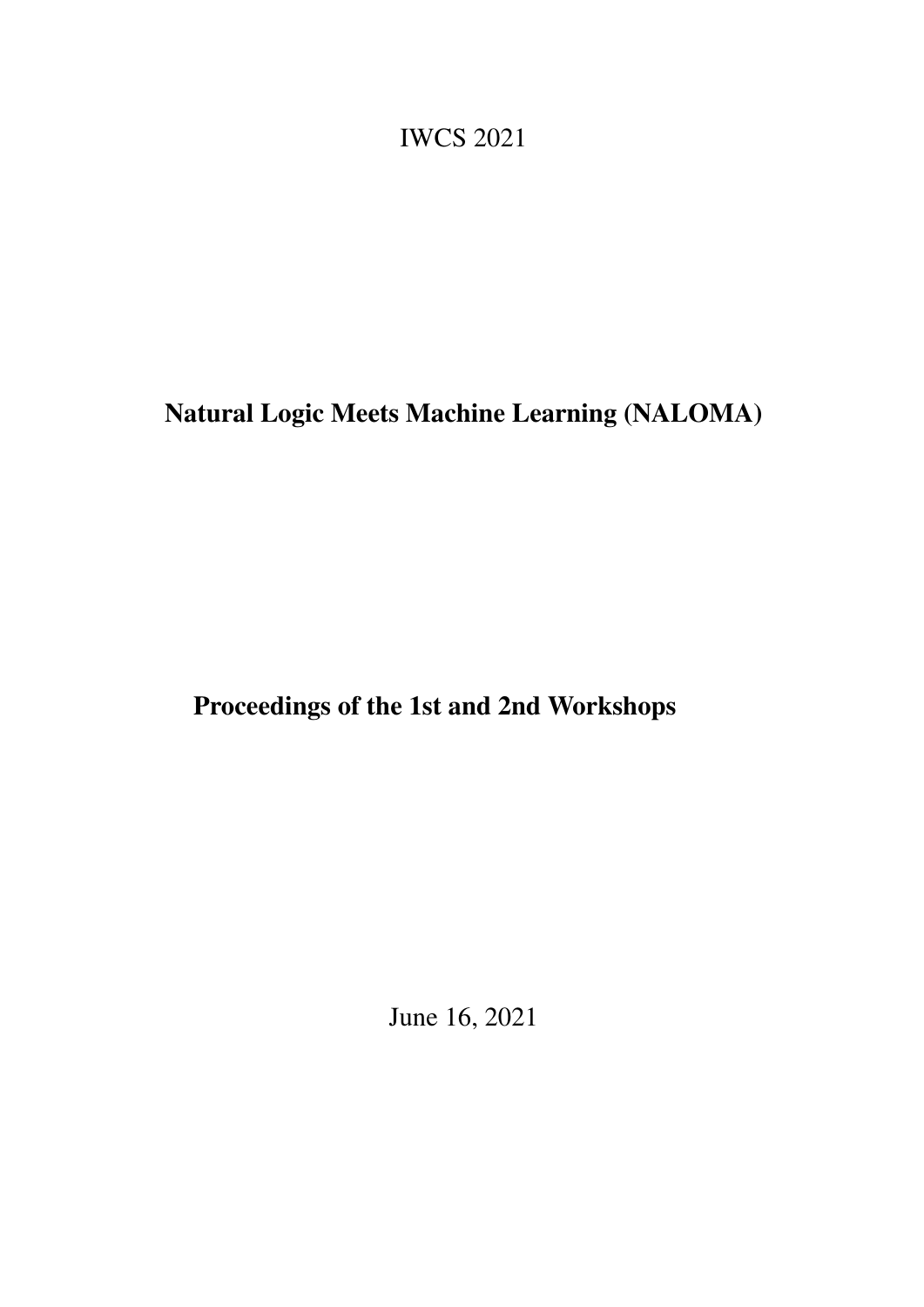IWCS 2021

# Natural Logic Meets Machine Learning (NALOMA)

## Proceedings of the 1st and 2nd Workshops

June 16, 2021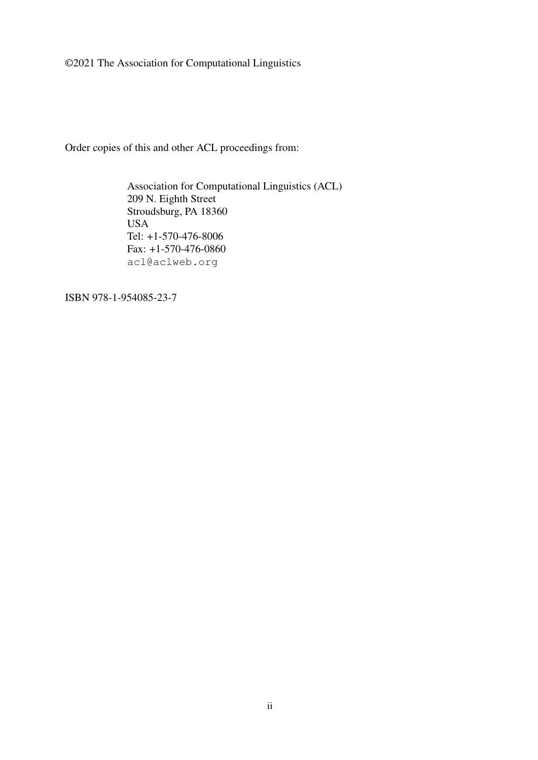©2021 The Association for Computational Linguistics

Order copies of this and other ACL proceedings from:

Association for Computational Linguistics (ACL)
209 N. Eighth Street
Stroudsburg, PA 18360
USA
Tel: +1-570-476-8006
Fax: +1-570-476-0860
acl@aclweb.org

ISBN 978-1-954085-23-7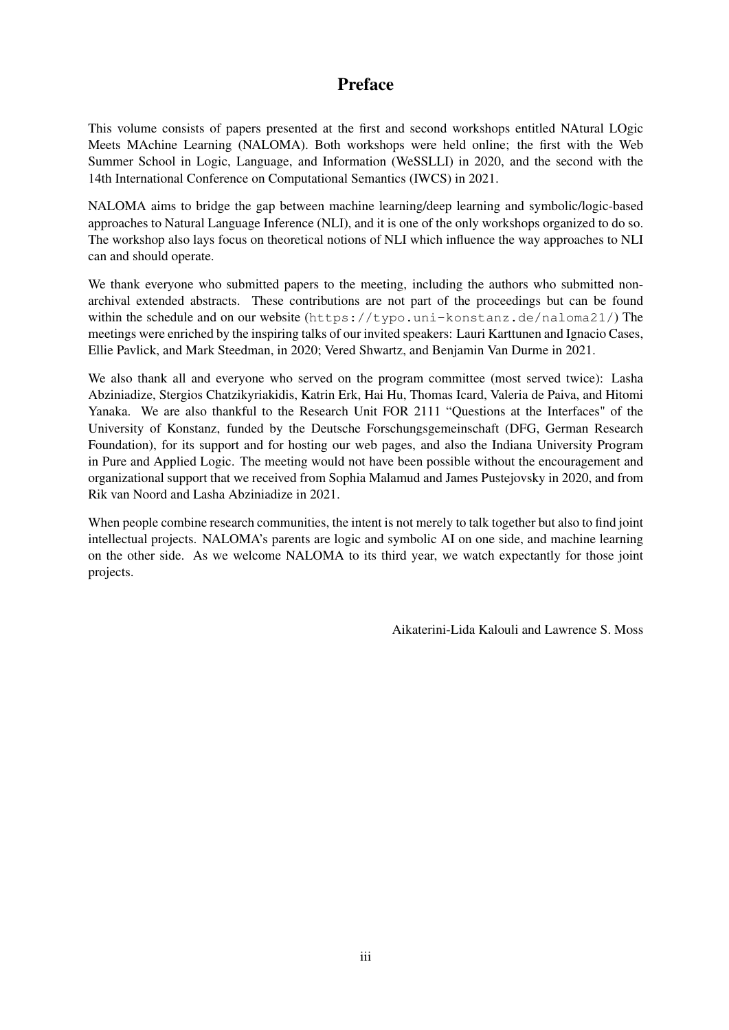# Preface

This volume consists of papers presented at the first and second workshops entitled NAtural LOgic Meets MAchine Learning (NALOMA). Both workshops were held online; the first with the Web Summer School in Logic, Language, and Information (WeSSLLI) in 2020, and the second with the 14th International Conference on Computational Semantics (IWCS) in 2021.

NALOMA aims to bridge the gap between machine learning/deep learning and symbolic/logic-based approaches to Natural Language Inference (NLI), and it is one of the only workshops organized to do so. The workshop also lays focus on theoretical notions of NLI which influence the way approaches to NLI can and should operate.

We thank everyone who submitted papers to the meeting, including the authors who submitted non-archival extended abstracts. These contributions are not part of the proceedings but can be found within the schedule and on our website (`https://typo.uni-konstanz.de/naloma21/`) The meetings were enriched by the inspiring talks of our invited speakers: Lauri Karttunen and Ignacio Cases, Ellie Pavlick, and Mark Steedman, in 2020; Vered Shwartz, and Benjamin Van Durme in 2021.

We also thank all and everyone who served on the program committee (most served twice): Lasha Abzianidze, Stergios Chatzikyriakidis, Katrin Erk, Hai Hu, Thomas Icard, Valeria de Paiva, and Hitomi Yanaka. We are also thankful to the Research Unit FOR 2111 "Questions at the Interfaces" of the University of Konstanz, funded by the Deutsche Forschungsgemeinschaft (DFG, German Research Foundation), for its support and for hosting our web pages, and also the Indiana University Program in Pure and Applied Logic. The meeting would not have been possible without the encouragement and organizational support that we received from Sophia Malamud and James Pustejovsky in 2020, and from Rik van Noord and Lasha Abzianidze in 2021.

When people combine research communities, the intent is not merely to talk together but also to find joint intellectual projects. NALOMA's parents are logic and symbolic AI on one side, and machine learning on the other side. As we welcome NALOMA to its third year, we watch expectantly for those joint projects.

Aikaterini-Lida Kalouli and Lawrence S. Moss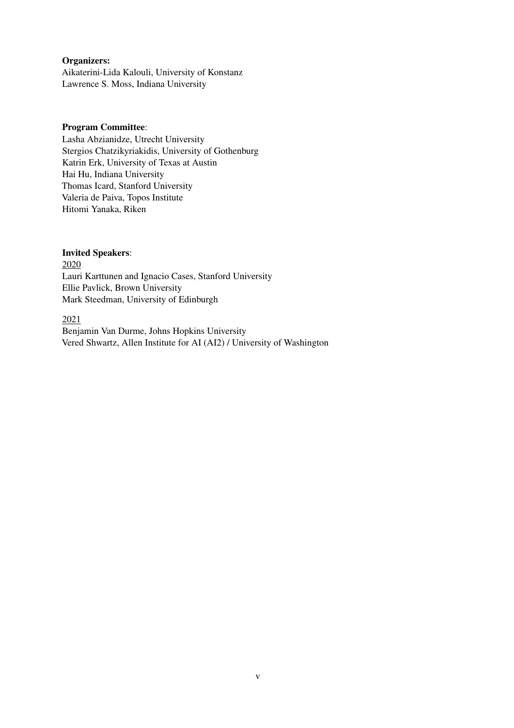**Organizers:**
Aikaterini-Lida Kalouli, University of Konstanz
Lawrence S. Moss, Indiana University

**Program Committee**:
Lasha Abzianidze, Utrecht University
Stergios Chatzikyriakidis, University of Gothenburg
Katrin Erk, University of Texas at Austin
Hai Hu, Indiana University
Thomas Icard, Stanford University
Valeria de Paiva, Topos Institute
Hitomi Yanaka, Riken

**Invited Speakers**:

<u>2020</u>
Lauri Karttunen and Ignacio Cases, Stanford University
Ellie Pavlick, Brown University
Mark Steedman, University of Edinburgh

<u>2021</u>
Benjamin Van Durme, Johns Hopkins University
Vered Shwartz, Allen Institute for AI (AI2) / University of Washington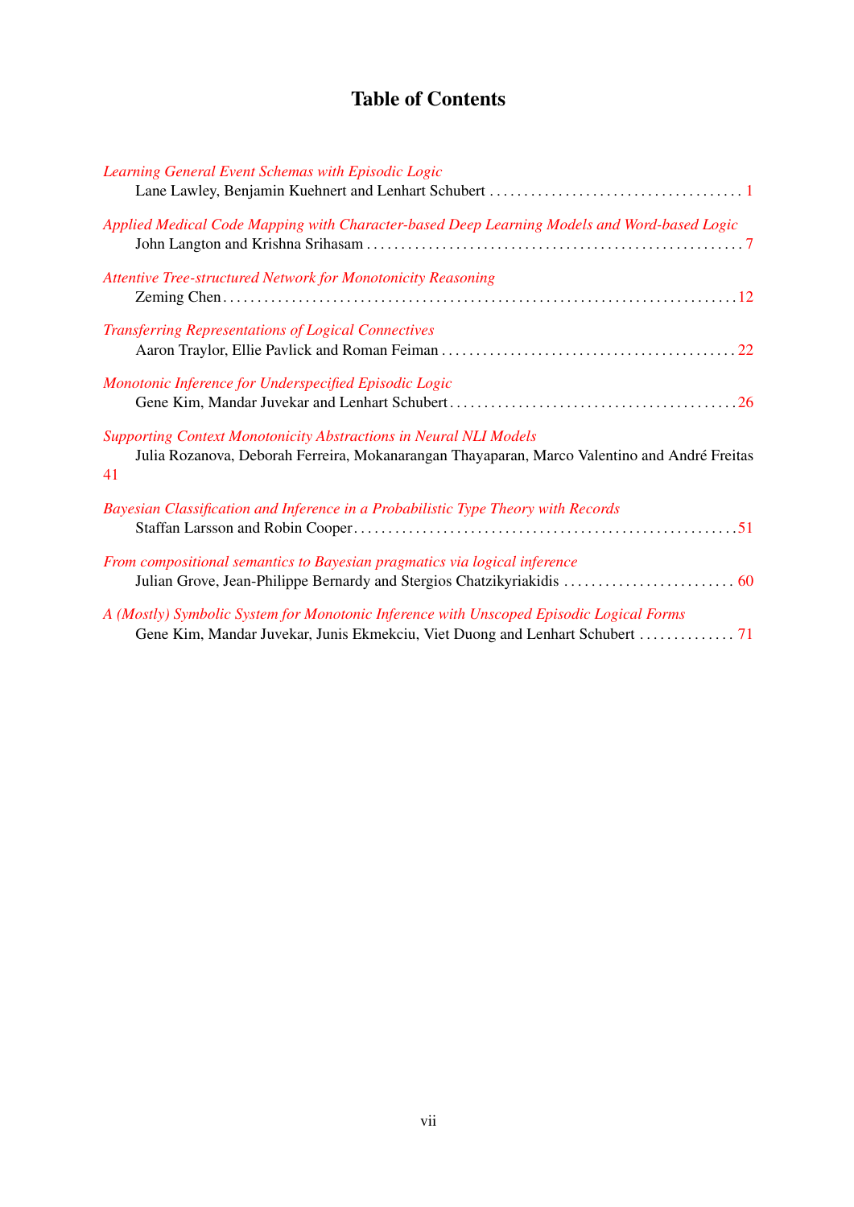# Table of Contents

*Learning General Event Schemas with Episodic Logic*
Lane Lawley, Benjamin Kuehnert and Lenhart Schubert . . . . . 1

*Applied Medical Code Mapping with Character-based Deep Learning Models and Word-based Logic*
John Langton and Krishna Srihasam . . . . . 7

*Attentive Tree-structured Network for Monotonicity Reasoning*
Zeming Chen . . . . . 12

*Transferring Representations of Logical Connectives*
Aaron Traylor, Ellie Pavlick and Roman Feiman . . . . . 22

*Monotonic Inference for Underspecified Episodic Logic*
Gene Kim, Mandar Juvekar and Lenhart Schubert . . . . . 26

*Supporting Context Monotonicity Abstractions in Neural NLI Models*
Julia Rozanova, Deborah Ferreira, Mokanarangan Thayaparan, Marco Valentino and André Freitas 41

*Bayesian Classification and Inference in a Probabilistic Type Theory with Records*
Staffan Larsson and Robin Cooper . . . . . 51

*From compositional semantics to Bayesian pragmatics via logical inference*
Julian Grove, Jean-Philippe Bernardy and Stergios Chatzikyriakidis . . . . . 60

*A (Mostly) Symbolic System for Monotonic Inference with Unscoped Episodic Logical Forms*
Gene Kim, Mandar Juvekar, Junis Ekmekciu, Viet Duong and Lenhart Schubert . . . . . 71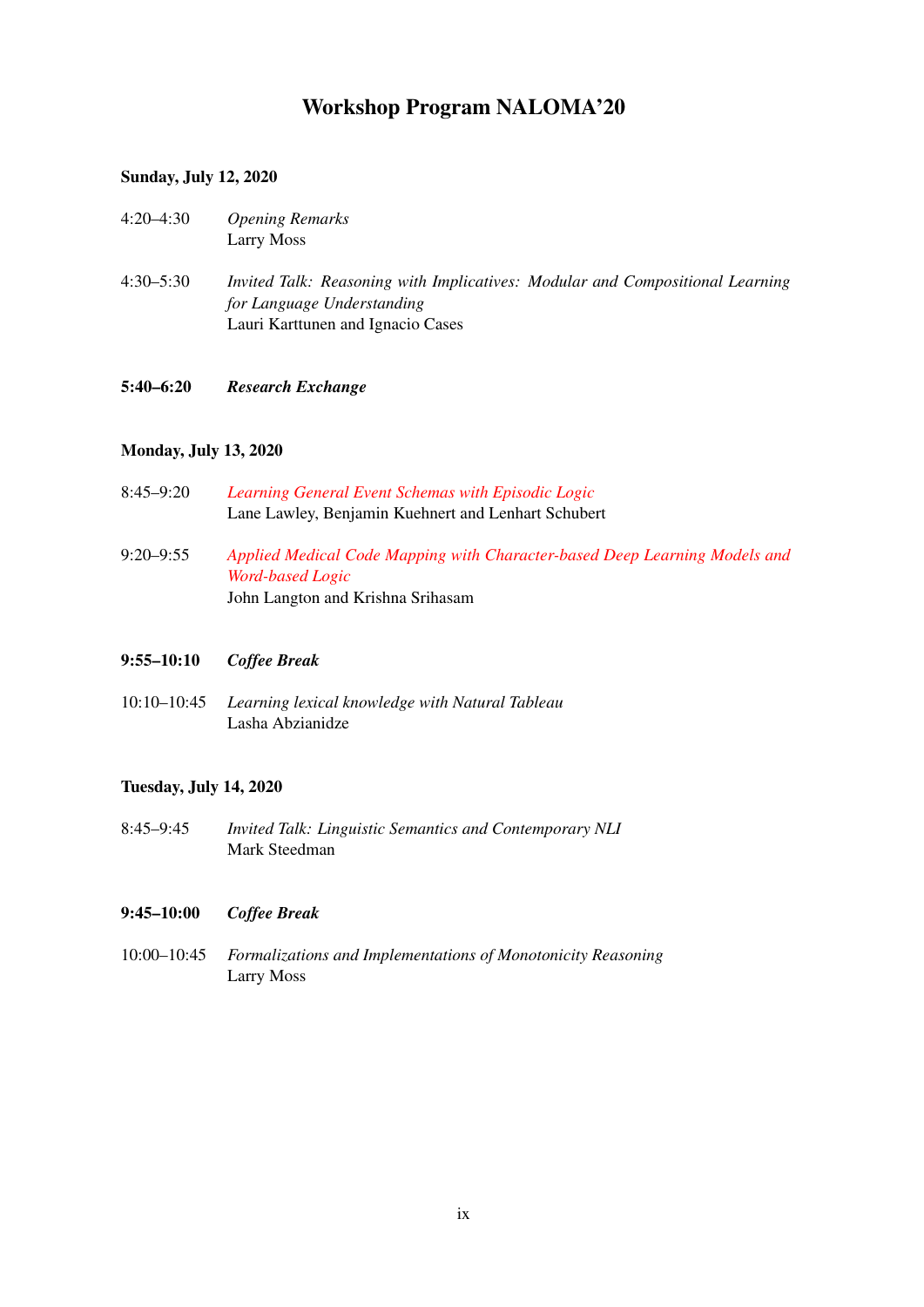# Workshop Program NALOMA'20

### Sunday, July 12, 2020

4:20–4:30 *Opening Remarks*
Larry Moss

4:30–5:30 *Invited Talk: Reasoning with Implicatives: Modular and Compositional Learning for Language Understanding*
Lauri Karttunen and Ignacio Cases

**5:40–6:20** ***Research Exchange***

### Monday, July 13, 2020

8:45–9:20 *Learning General Event Schemas with Episodic Logic*
Lane Lawley, Benjamin Kuehnert and Lenhart Schubert

9:20–9:55 *Applied Medical Code Mapping with Character-based Deep Learning Models and Word-based Logic*
John Langton and Krishna Srihasam

**9:55–10:10** ***Coffee Break***

10:10–10:45 *Learning lexical knowledge with Natural Tableau*
Lasha Abzianidze

### Tuesday, July 14, 2020

8:45–9:45 *Invited Talk: Linguistic Semantics and Contemporary NLI*
Mark Steedman

**9:45–10:00** ***Coffee Break***

10:00–10:45 *Formalizations and Implementations of Monotonicity Reasoning*
Larry Moss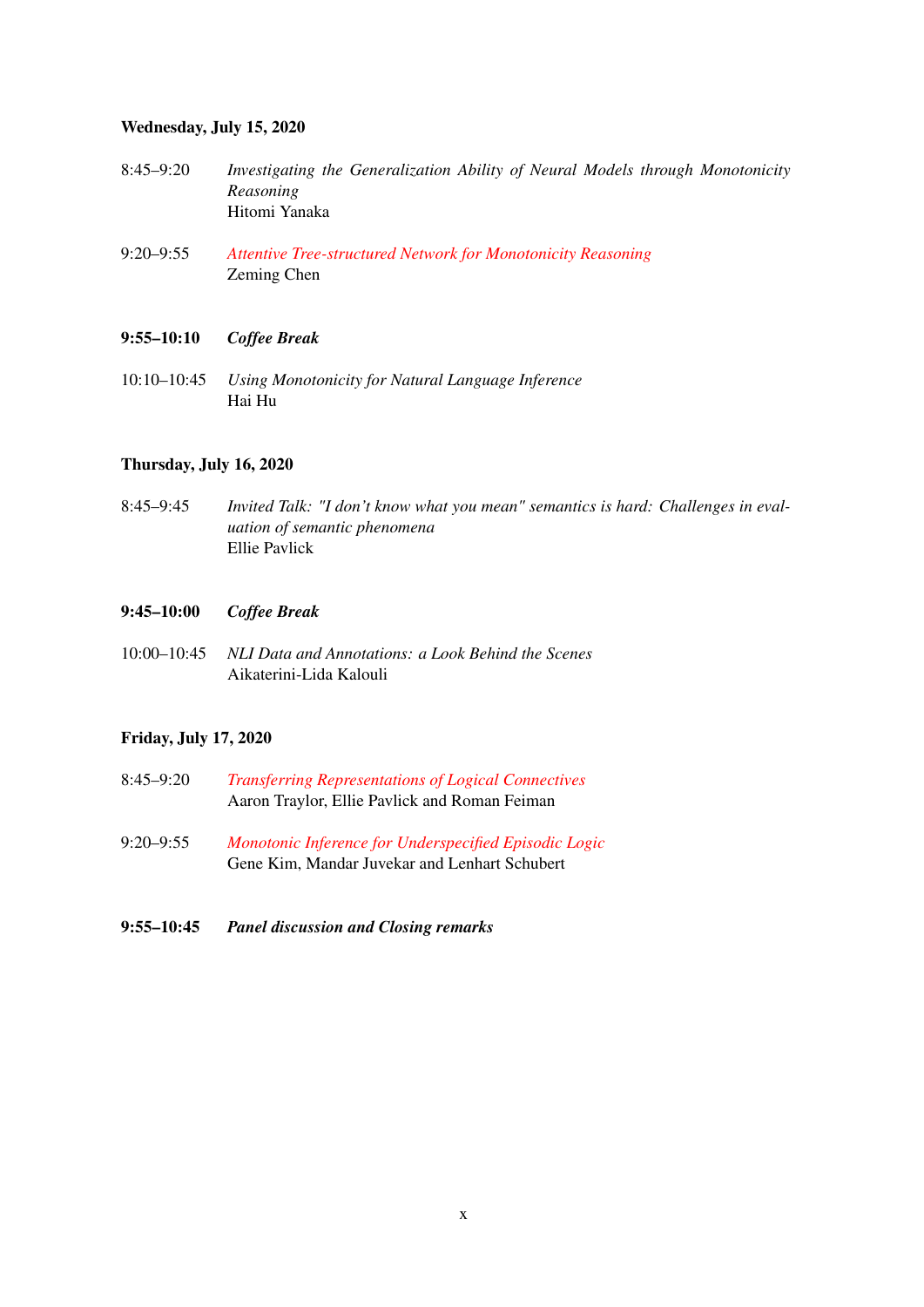**Wednesday, July 15, 2020**

8:45–9:20 *Investigating the Generalization Ability of Neural Models through Monotonicity Reasoning*
Hitomi Yanaka

9:20–9:55 *Attentive Tree-structured Network for Monotonicity Reasoning*
Zeming Chen

**9:55–10:10** ***Coffee Break***

10:10–10:45 *Using Monotonicity for Natural Language Inference*
Hai Hu

**Thursday, July 16, 2020**

8:45–9:45 *Invited Talk: "I don't know what you mean" semantics is hard: Challenges in evaluation of semantic phenomena*
Ellie Pavlick

**9:45–10:00** ***Coffee Break***

10:00–10:45 *NLI Data and Annotations: a Look Behind the Scenes*
Aikaterini-Lida Kalouli

**Friday, July 17, 2020**

8:45–9:20 *Transferring Representations of Logical Connectives*
Aaron Traylor, Ellie Pavlick and Roman Feiman

9:20–9:55 *Monotonic Inference for Underspecified Episodic Logic*
Gene Kim, Mandar Juvekar and Lenhart Schubert

**9:55–10:45** ***Panel discussion and Closing remarks***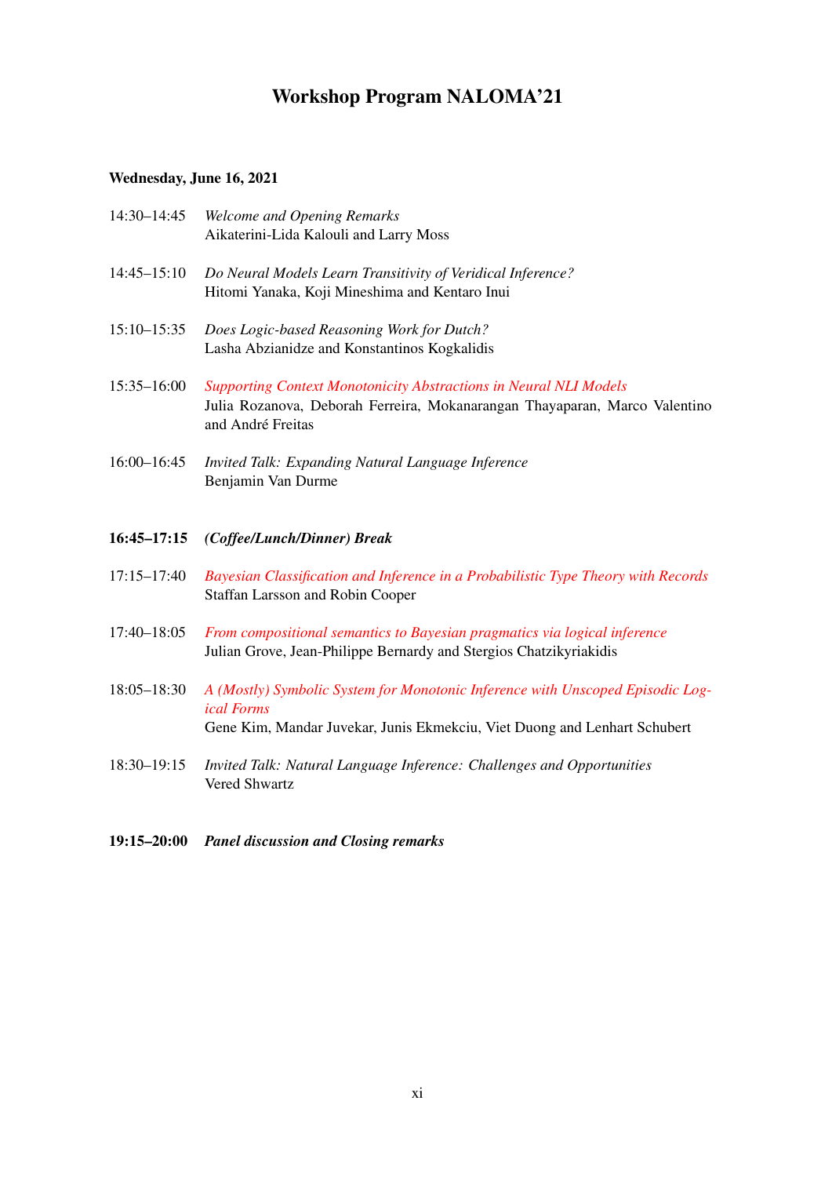# Workshop Program NALOMA'21

**Wednesday, June 16, 2021**

14:30–14:45 *Welcome and Opening Remarks*
Aikaterini-Lida Kalouli and Larry Moss

14:45–15:10 *Do Neural Models Learn Transitivity of Veridical Inference?*
Hitomi Yanaka, Koji Mineshima and Kentaro Inui

15:10–15:35 *Does Logic-based Reasoning Work for Dutch?*
Lasha Abzianidze and Konstantinos Kogkalidis

15:35–16:00 *Supporting Context Monotonicity Abstractions in Neural NLI Models*
Julia Rozanova, Deborah Ferreira, Mokanarangan Thayaparan, Marco Valentino and André Freitas

16:00–16:45 *Invited Talk: Expanding Natural Language Inference*
Benjamin Van Durme

**16:45–17:15** ***(Coffee/Lunch/Dinner) Break***

17:15–17:40 *Bayesian Classification and Inference in a Probabilistic Type Theory with Records*
Staffan Larsson and Robin Cooper

17:40–18:05 *From compositional semantics to Bayesian pragmatics via logical inference*
Julian Grove, Jean-Philippe Bernardy and Stergios Chatzikyriakidis

18:05–18:30 *A (Mostly) Symbolic System for Monotonic Inference with Unscoped Episodic Logical Forms*
Gene Kim, Mandar Juvekar, Junis Ekmekciu, Viet Duong and Lenhart Schubert

18:30–19:15 *Invited Talk: Natural Language Inference: Challenges and Opportunities*
Vered Shwartz

**19:15–20:00** ***Panel discussion and Closing remarks***